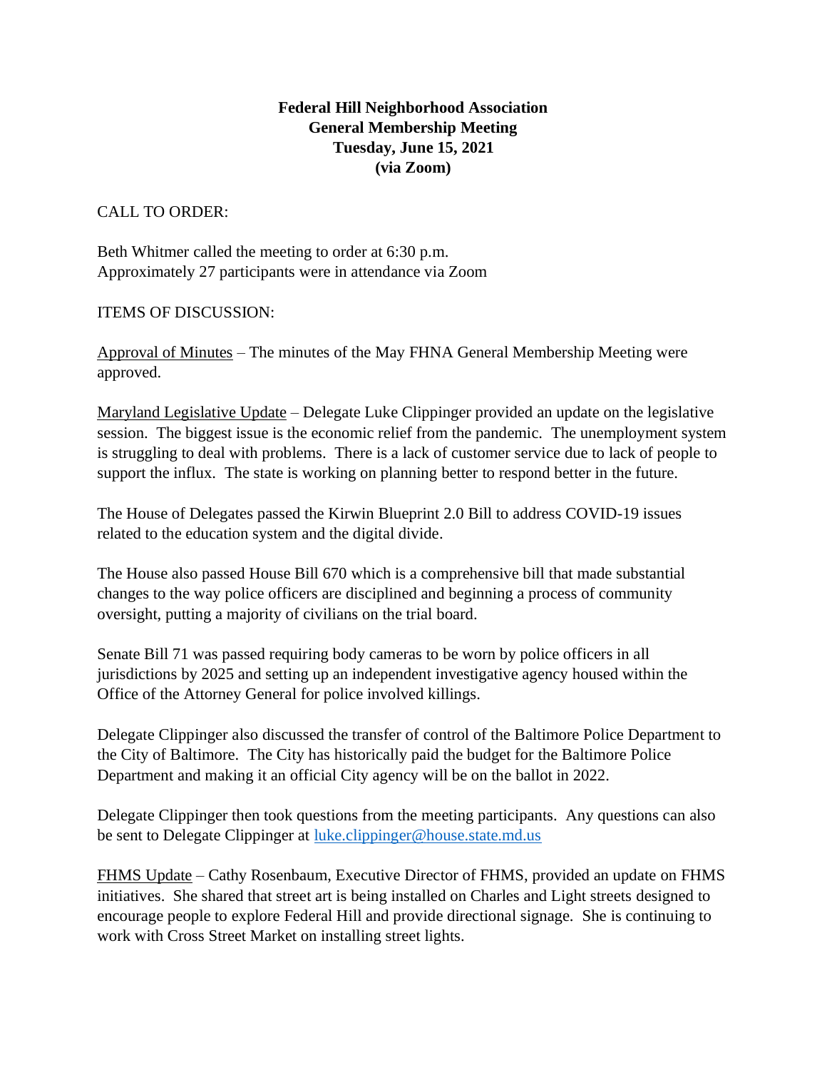**Federal Hill Neighborhood Association**
**General Membership Meeting**
**Tuesday, June 15, 2021**
**(via Zoom)**

CALL TO ORDER:

Beth Whitmer called the meeting to order at 6:30 p.m.
Approximately 27 participants were in attendance via Zoom

ITEMS OF DISCUSSION:

<u>Approval of Minutes</u> – The minutes of the May FHNA General Membership Meeting were approved.

<u>Maryland Legislative Update</u> – Delegate Luke Clippinger provided an update on the legislative session. The biggest issue is the economic relief from the pandemic. The unemployment system is struggling to deal with problems. There is a lack of customer service due to lack of people to support the influx. The state is working on planning better to respond better in the future.

The House of Delegates passed the Kirwin Blueprint 2.0 Bill to address COVID-19 issues related to the education system and the digital divide.

The House also passed House Bill 670 which is a comprehensive bill that made substantial changes to the way police officers are disciplined and beginning a process of community oversight, putting a majority of civilians on the trial board.

Senate Bill 71 was passed requiring body cameras to be worn by police officers in all jurisdictions by 2025 and setting up an independent investigative agency housed within the Office of the Attorney General for police involved killings.

Delegate Clippinger also discussed the transfer of control of the Baltimore Police Department to the City of Baltimore. The City has historically paid the budget for the Baltimore Police Department and making it an official City agency will be on the ballot in 2022.

Delegate Clippinger then took questions from the meeting participants. Any questions can also be sent to Delegate Clippinger at luke.clippinger@house.state.md.us

<u>FHMS Update</u> – Cathy Rosenbaum, Executive Director of FHMS, provided an update on FHMS initiatives. She shared that street art is being installed on Charles and Light streets designed to encourage people to explore Federal Hill and provide directional signage. She is continuing to work with Cross Street Market on installing street lights.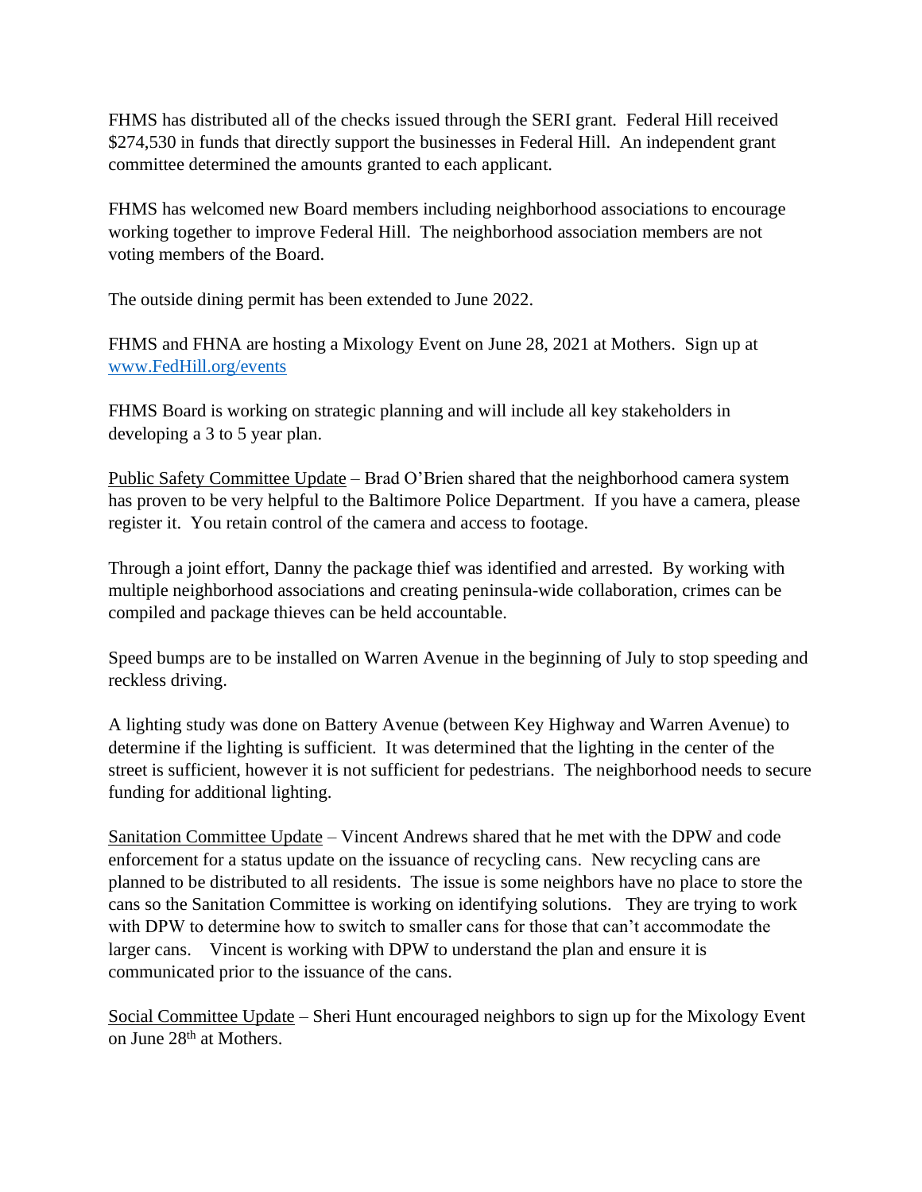FHMS has distributed all of the checks issued through the SERI grant. Federal Hill received $274,530 in funds that directly support the businesses in Federal Hill. An independent grant committee determined the amounts granted to each applicant.

FHMS has welcomed new Board members including neighborhood associations to encourage working together to improve Federal Hill. The neighborhood association members are not voting members of the Board.

The outside dining permit has been extended to June 2022.

FHMS and FHNA are hosting a Mixology Event on June 28, 2021 at Mothers. Sign up at [www.FedHill.org/events](www.FedHill.org/events)

FHMS Board is working on strategic planning and will include all key stakeholders in developing a 3 to 5 year plan.

Public Safety Committee Update – Brad O'Brien shared that the neighborhood camera system has proven to be very helpful to the Baltimore Police Department. If you have a camera, please register it. You retain control of the camera and access to footage.

Through a joint effort, Danny the package thief was identified and arrested. By working with multiple neighborhood associations and creating peninsula-wide collaboration, crimes can be compiled and package thieves can be held accountable.

Speed bumps are to be installed on Warren Avenue in the beginning of July to stop speeding and reckless driving.

A lighting study was done on Battery Avenue (between Key Highway and Warren Avenue) to determine if the lighting is sufficient. It was determined that the lighting in the center of the street is sufficient, however it is not sufficient for pedestrians. The neighborhood needs to secure funding for additional lighting.

Sanitation Committee Update – Vincent Andrews shared that he met with the DPW and code enforcement for a status update on the issuance of recycling cans. New recycling cans are planned to be distributed to all residents. The issue is some neighbors have no place to store the cans so the Sanitation Committee is working on identifying solutions. They are trying to work with DPW to determine how to switch to smaller cans for those that can't accommodate the larger cans. Vincent is working with DPW to understand the plan and ensure it is communicated prior to the issuance of the cans.

Social Committee Update – Sheri Hunt encouraged neighbors to sign up for the Mixology Event on June 28th at Mothers.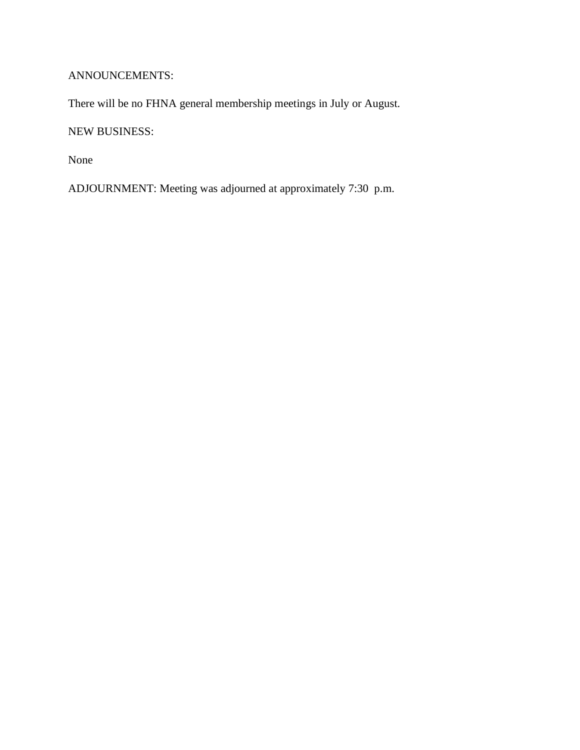ANNOUNCEMENTS:

There will be no FHNA general membership meetings in July or August.

NEW BUSINESS:

None

ADJOURNMENT: Meeting was adjourned at approximately 7:30 p.m.